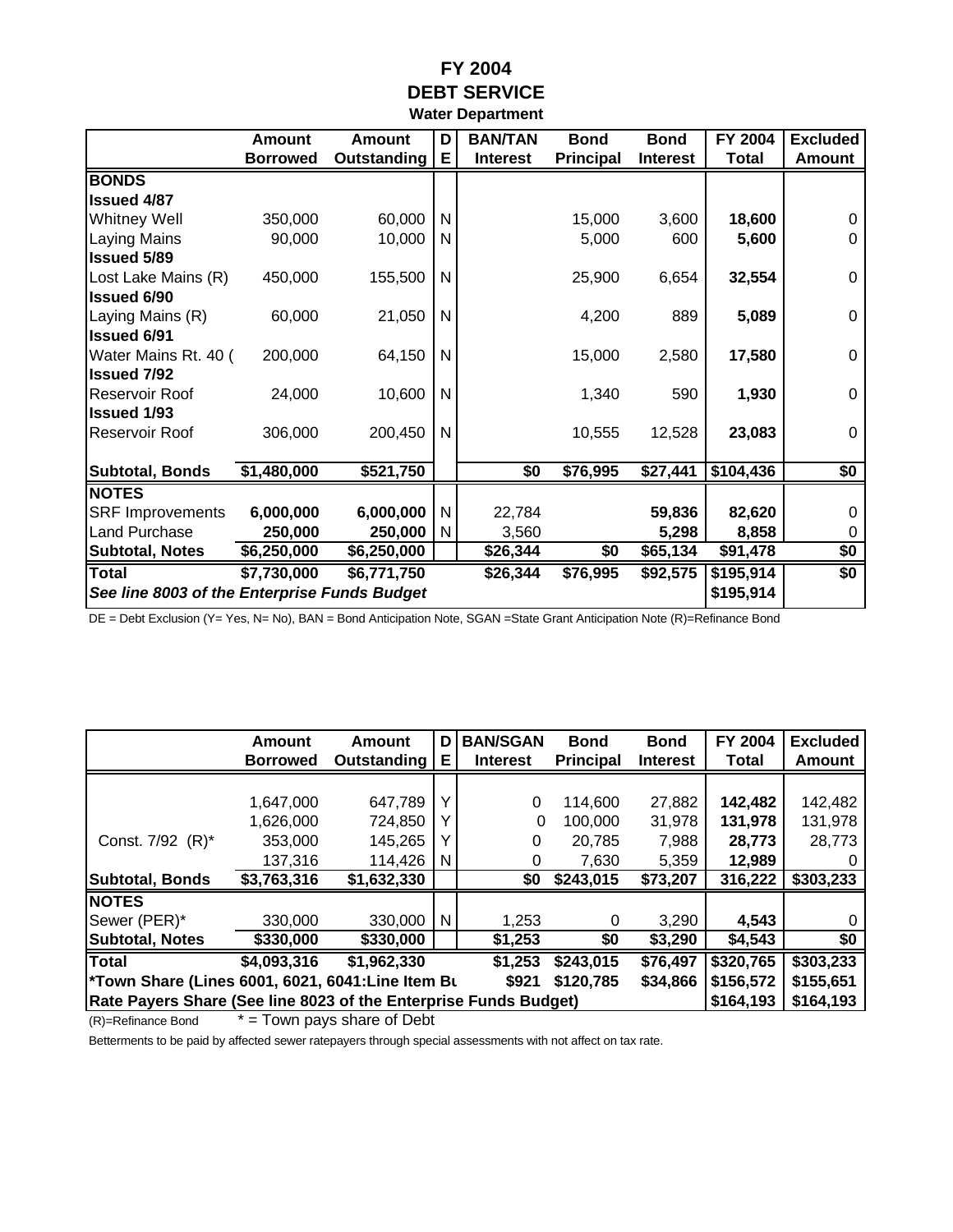# FY 2004
## DEBT SERVICE
### Water Department

| | Amount Borrowed | Amount Outstanding | DE | BAN/TAN Interest | Bond Principal | Bond Interest | FY 2004 Total | Excluded Amount |
|---|---|---|---|---|---|---|---|---|
| **BONDS** | | | | | | | | |
| **Issued 4/87** | | | | | | | | |
| Whitney Well | 350,000 | 60,000 | N | | 15,000 | 3,600 | **18,600** | 0 |
| Laying Mains | 90,000 | 10,000 | N | | 5,000 | 600 | **5,600** | 0 |
| **Issued 5/89** | | | | | | | | |
| Lost Lake Mains (R) | 450,000 | 155,500 | N | | 25,900 | 6,654 | **32,554** | 0 |
| **Issued 6/90** | | | | | | | | |
| Laying Mains (R) | 60,000 | 21,050 | N | | 4,200 | 889 | **5,089** | 0 |
| **Issued 6/91** | | | | | | | | |
| Water Mains Rt. 40 ( | 200,000 | 64,150 | N | | 15,000 | 2,580 | **17,580** | 0 |
| **Issued 7/92** | | | | | | | | |
| Reservoir Roof | 24,000 | 10,600 | N | | 1,340 | 590 | **1,930** | 0 |
| **Issued 1/93** | | | | | | | | |
| Reservoir Roof | 306,000 | 200,450 | N | | 10,555 | 12,528 | **23,083** | 0 |
| **Subtotal, Bonds** | **$1,480,000** | **$521,750** | | **$0** | **$76,995** | **$27,441** | **$104,436** | **$0** |
| **NOTES** | | | | | | | | |
| SRF Improvements | **6,000,000** | **6,000,000** | N | 22,784 | | **59,836** | **82,620** | 0 |
| Land Purchase | **250,000** | **250,000** | N | 3,560 | | **5,298** | **8,858** | 0 |
| **Subtotal, Notes** | **$6,250,000** | **$6,250,000** | | **$26,344** | **$0** | **$65,134** | **$91,478** | **$0** |
| **Total** | **$7,730,000** | **$6,771,750** | | **$26,344** | **$76,995** | **$92,575** | **$195,914** | **$0** |
| ***See line 8003 of the Enterprise Funds Budget*** | | | | | | | **$195,914** | |

DE = Debt Exclusion (Y= Yes, N= No), BAN = Bond Anticipation Note, SGAN =State Grant Anticipation Note (R)=Refinance Bond

| | Amount Borrowed | Amount Outstanding | DE | BAN/SGAN Interest | Bond Principal | Bond Interest | FY 2004 Total | Excluded Amount |
|---|---|---|---|---|---|---|---|---|
| | 1,647,000 | 647,789 | Y | 0 | 114,600 | 27,882 | **142,482** | 142,482 |
| | 1,626,000 | 724,850 | Y | 0 | 100,000 | 31,978 | **131,978** | 131,978 |
| Const. 7/92 (R)* | 353,000 | 145,265 | Y | 0 | 20,785 | 7,988 | **28,773** | 28,773 |
| | 137,316 | 114,426 | N | 0 | 7,630 | 5,359 | **12,989** | 0 |
| **Subtotal, Bonds** | **$3,763,316** | **$1,632,330** | | **$0** | **$243,015** | **$73,207** | **316,222** | **$303,233** |
| **NOTES** | | | | | | | | |
| Sewer (PER)* | 330,000 | 330,000 | N | 1,253 | 0 | 3,290 | **4,543** | 0 |
| **Subtotal, Notes** | **$330,000** | **$330,000** | | **$1,253** | **$0** | **$3,290** | **$4,543** | **$0** |
| **Total** | **$4,093,316** | **$1,962,330** | | **$1,253** | **$243,015** | **$76,497** | **$320,765** | **$303,233** |
| **\*Town Share (Lines 6001, 6021, 6041:Line Item Bu** | | | | **$921** | **$120,785** | **$34,866** | **$156,572** | **$155,651** |
| **Rate Payers Share (See line 8023 of the Enterprise Funds Budget)** | | | | | | | **$164,193** | **$164,193** |

(R)=Refinance Bond * = Town pays share of Debt

Betterments to be paid by affected sewer ratepayers through special assessments with not affect on tax rate.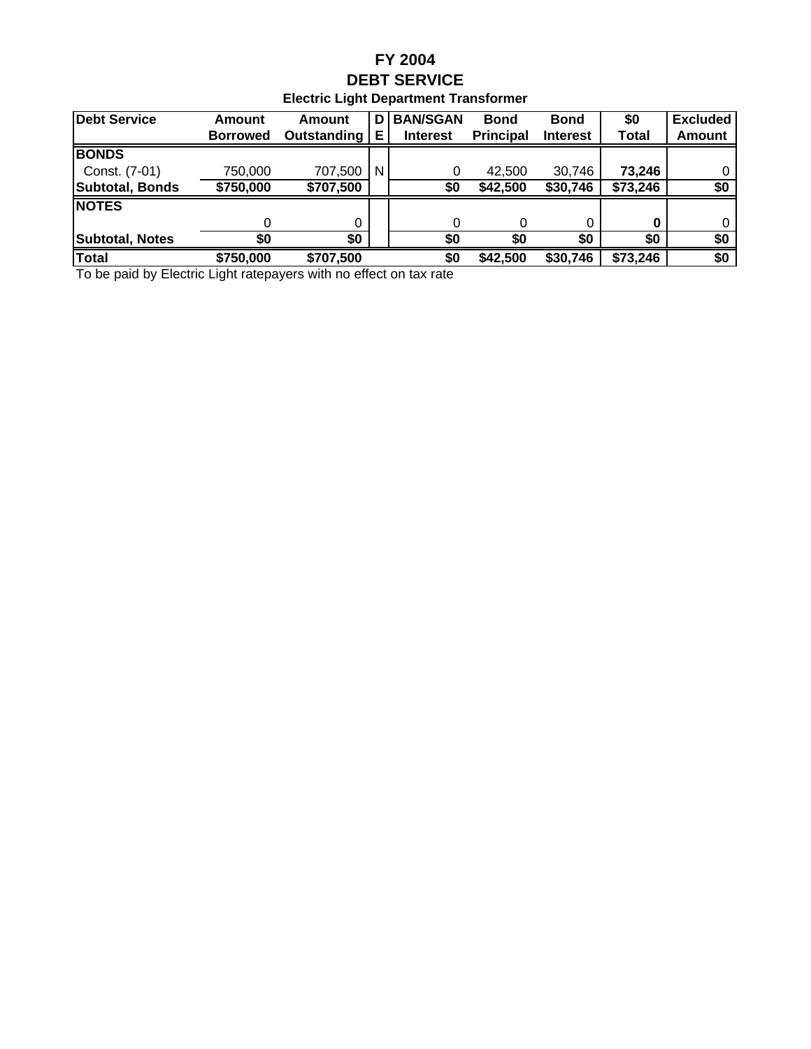# FY 2004
## DEBT SERVICE
### Electric Light Department Transformer

| Debt Service | Amount Borrowed | Amount Outstanding | DE | BAN/SGAN Interest | Bond Principal | Bond Interest | $0 Total | Excluded Amount |
|---|---|---|---|---|---|---|---|---|
| **BONDS** | | | | | | | | |
| Const. (7-01) | 750,000 | 707,500 | N | 0 | 42,500 | 30,746 | **73,246** | 0 |
| **Subtotal, Bonds** | **$750,000** | **$707,500** | | **$0** | **$42,500** | **$30,746** | **$73,246** | **$0** |
| **NOTES** | | | | | | | | |
| | 0 | 0 | | 0 | 0 | 0 | **0** | 0 |
| **Subtotal, Notes** | **$0** | **$0** | | **$0** | **$0** | **$0** | **$0** | **$0** |
| **Total** | **$750,000** | **$707,500** | | **$0** | **$42,500** | **$30,746** | **$73,246** | **$0** |

To be paid by Electric Light ratepayers with no effect on tax rate